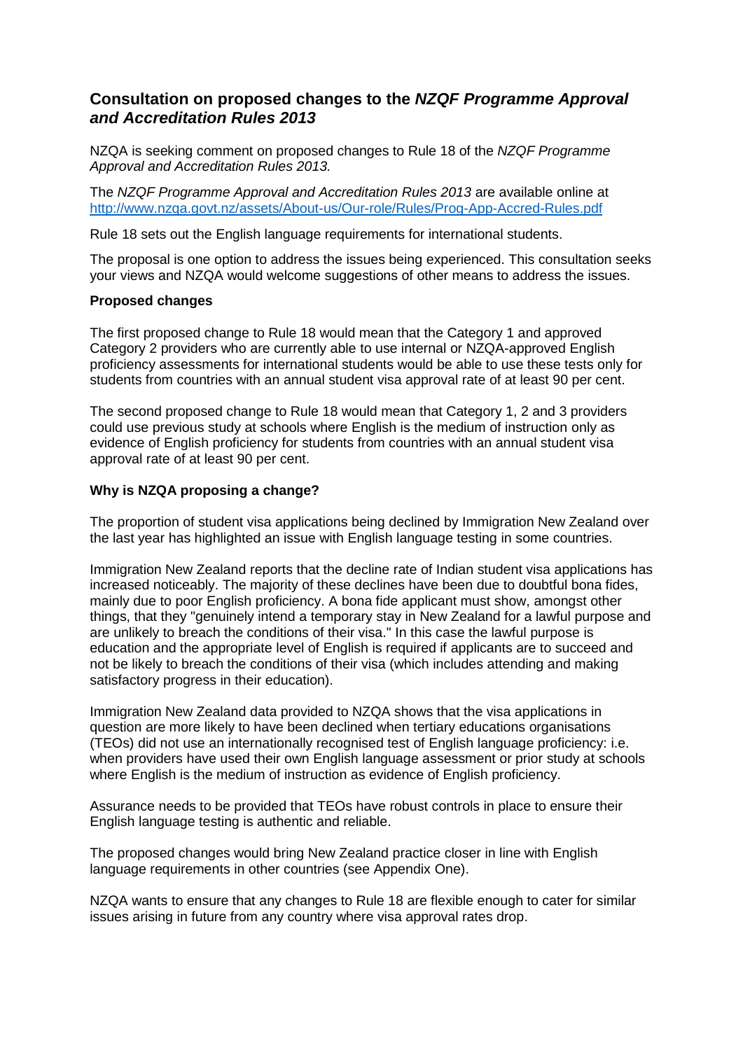## Consultation on proposed changes to the *NZQF Programme Approval and Accreditation Rules 2013*

NZQA is seeking comment on proposed changes to Rule 18 of the *NZQF Programme Approval and Accreditation Rules 2013.*

The *NZQF Programme Approval and Accreditation Rules 2013* are available online at http://www.nzqa.govt.nz/assets/About-us/Our-role/Rules/Prog-App-Accred-Rules.pdf

Rule 18 sets out the English language requirements for international students.

The proposal is one option to address the issues being experienced. This consultation seeks your views and NZQA would welcome suggestions of other means to address the issues.

**Proposed changes**

The first proposed change to Rule 18 would mean that the Category 1 and approved Category 2 providers who are currently able to use internal or NZQA-approved English proficiency assessments for international students would be able to use these tests only for students from countries with an annual student visa approval rate of at least 90 per cent.

The second proposed change to Rule 18 would mean that Category 1, 2 and 3 providers could use previous study at schools where English is the medium of instruction only as evidence of English proficiency for students from countries with an annual student visa approval rate of at least 90 per cent.

**Why is NZQA proposing a change?**

The proportion of student visa applications being declined by Immigration New Zealand over the last year has highlighted an issue with English language testing in some countries.

Immigration New Zealand reports that the decline rate of Indian student visa applications has increased noticeably. The majority of these declines have been due to doubtful bona fides, mainly due to poor English proficiency. A bona fide applicant must show, amongst other things, that they "genuinely intend a temporary stay in New Zealand for a lawful purpose and are unlikely to breach the conditions of their visa." In this case the lawful purpose is education and the appropriate level of English is required if applicants are to succeed and not be likely to breach the conditions of their visa (which includes attending and making satisfactory progress in their education).

Immigration New Zealand data provided to NZQA shows that the visa applications in question are more likely to have been declined when tertiary educations organisations (TEOs) did not use an internationally recognised test of English language proficiency: i.e. when providers have used their own English language assessment or prior study at schools where English is the medium of instruction as evidence of English proficiency.

Assurance needs to be provided that TEOs have robust controls in place to ensure their English language testing is authentic and reliable.

The proposed changes would bring New Zealand practice closer in line with English language requirements in other countries (see Appendix One).

NZQA wants to ensure that any changes to Rule 18 are flexible enough to cater for similar issues arising in future from any country where visa approval rates drop.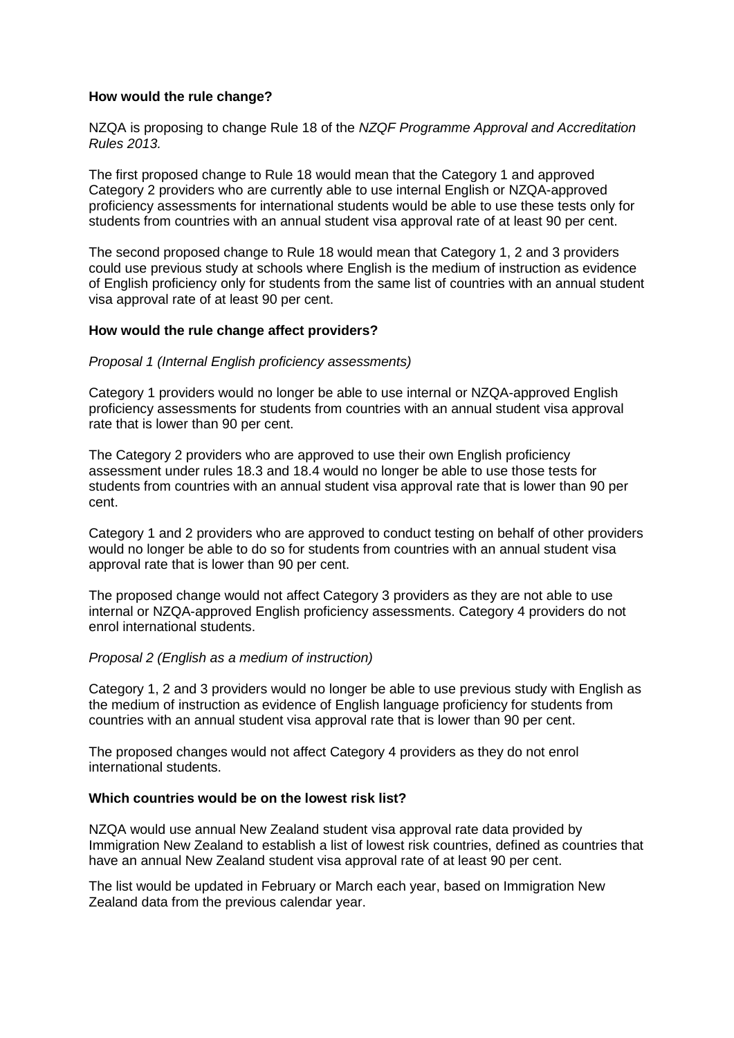**How would the rule change?**

NZQA is proposing to change Rule 18 of the *NZQF Programme Approval and Accreditation Rules 2013.*

The first proposed change to Rule 18 would mean that the Category 1 and approved Category 2 providers who are currently able to use internal English or NZQA-approved proficiency assessments for international students would be able to use these tests only for students from countries with an annual student visa approval rate of at least 90 per cent.

The second proposed change to Rule 18 would mean that Category 1, 2 and 3 providers could use previous study at schools where English is the medium of instruction as evidence of English proficiency only for students from the same list of countries with an annual student visa approval rate of at least 90 per cent.

**How would the rule change affect providers?**

*Proposal 1 (Internal English proficiency assessments)*

Category 1 providers would no longer be able to use internal or NZQA-approved English proficiency assessments for students from countries with an annual student visa approval rate that is lower than 90 per cent.

The Category 2 providers who are approved to use their own English proficiency assessment under rules 18.3 and 18.4 would no longer be able to use those tests for students from countries with an annual student visa approval rate that is lower than 90 per cent.

Category 1 and 2 providers who are approved to conduct testing on behalf of other providers would no longer be able to do so for students from countries with an annual student visa approval rate that is lower than 90 per cent.

The proposed change would not affect Category 3 providers as they are not able to use internal or NZQA-approved English proficiency assessments. Category 4 providers do not enrol international students.

*Proposal 2 (English as a medium of instruction)*

Category 1, 2 and 3 providers would no longer be able to use previous study with English as the medium of instruction as evidence of English language proficiency for students from countries with an annual student visa approval rate that is lower than 90 per cent.

The proposed changes would not affect Category 4 providers as they do not enrol international students.

**Which countries would be on the lowest risk list?**

NZQA would use annual New Zealand student visa approval rate data provided by Immigration New Zealand to establish a list of lowest risk countries, defined as countries that have an annual New Zealand student visa approval rate of at least 90 per cent.

The list would be updated in February or March each year, based on Immigration New Zealand data from the previous calendar year.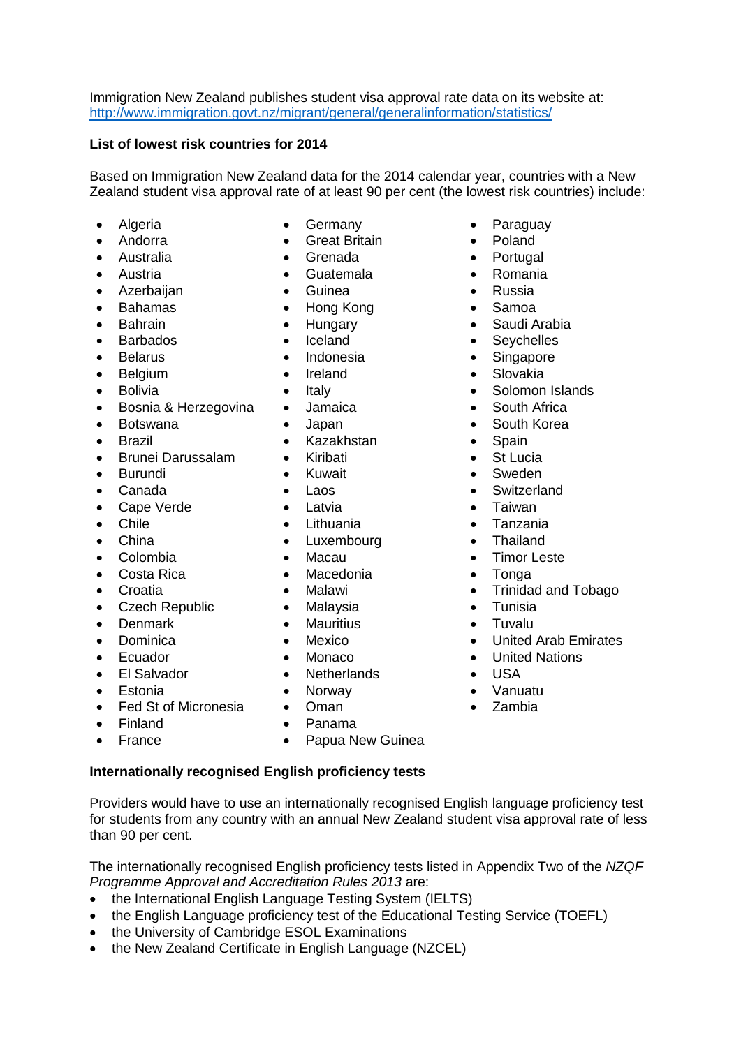Immigration New Zealand publishes student visa approval rate data on its website at: http://www.immigration.govt.nz/migrant/general/generalinformation/statistics/

**List of lowest risk countries for 2014**

Based on Immigration New Zealand data for the 2014 calendar year, countries with a New Zealand student visa approval rate of at least 90 per cent (the lowest risk countries) include:

- Algeria
- Andorra
- Australia
- Austria
- Azerbaijan
- Bahamas
- Bahrain
- Barbados
- Belarus
- Belgium
- Bolivia
- Bosnia & Herzegovina
- Botswana
- Brazil
- Brunei Darussalam
- Burundi
- Canada
- Cape Verde
- Chile
- China
- Colombia
- Costa Rica
- Croatia
- Czech Republic
- Denmark
- Dominica
- Ecuador
- El Salvador
- Estonia
- Fed St of Micronesia
- Finland
- France
- Germany
- Great Britain
- Grenada
- Guatemala
- Guinea
- Hong Kong
- Hungary
- Iceland
- Indonesia
- Ireland
- Italy
- Jamaica
- Japan
- Kazakhstan
- Kiribati
- Kuwait
- Laos
- Latvia
- Lithuania
- Luxembourg
- Macau
- Macedonia
- Malawi
- Malaysia
- Mauritius
- Mexico
- Monaco
- Netherlands
- Norway
- Oman
- Panama
- Papua New Guinea
- Paraguay
- Poland
- Portugal
- Romania
- Russia
- Samoa
- Saudi Arabia
- Seychelles
- Singapore
- Slovakia
- Solomon Islands
- South Africa
- South Korea
- Spain
- St Lucia
- Sweden
- Switzerland
- Taiwan
- Tanzania
- Thailand
- Timor Leste
- Tonga
- Trinidad and Tobago
- Tunisia
- Tuvalu
- United Arab Emirates
- United Nations
- USA
- Vanuatu
- Zambia

**Internationally recognised English proficiency tests**

Providers would have to use an internationally recognised English language proficiency test for students from any country with an annual New Zealand student visa approval rate of less than 90 per cent.

The internationally recognised English proficiency tests listed in Appendix Two of the *NZQF Programme Approval and Accreditation Rules 2013* are:

- the International English Language Testing System (IELTS)
- the English Language proficiency test of the Educational Testing Service (TOEFL)
- the University of Cambridge ESOL Examinations
- the New Zealand Certificate in English Language (NZCEL)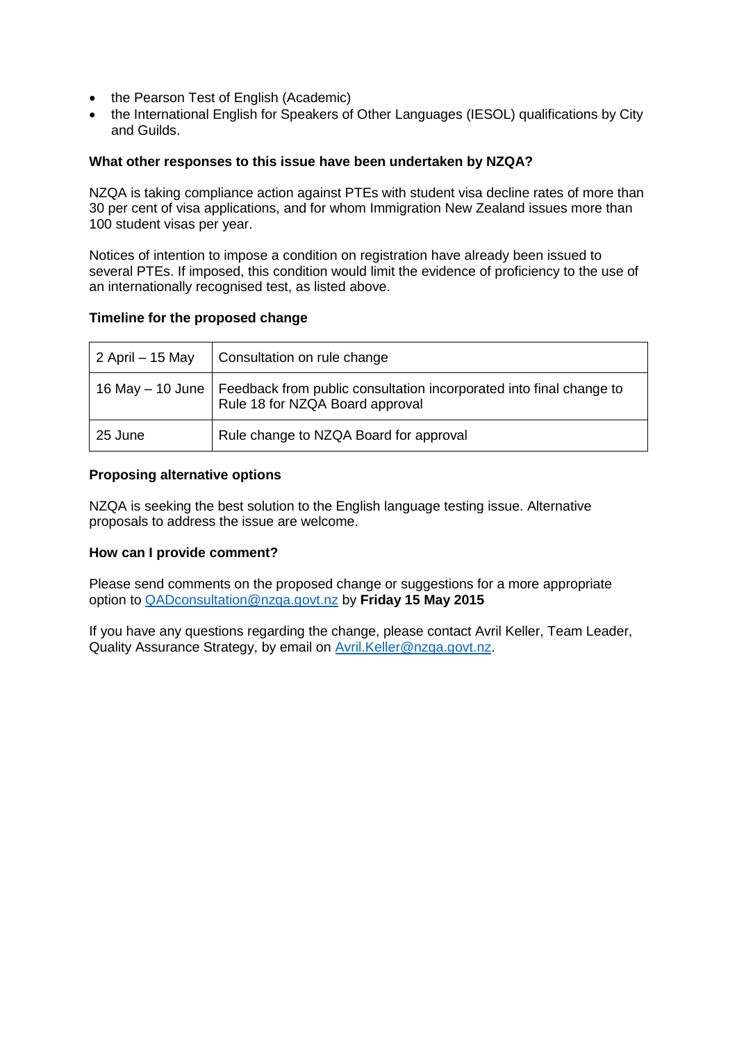- the Pearson Test of English (Academic)
- the International English for Speakers of Other Languages (IESOL) qualifications by City and Guilds.

**What other responses to this issue have been undertaken by NZQA?**

NZQA is taking compliance action against PTEs with student visa decline rates of more than 30 per cent of visa applications, and for whom Immigration New Zealand issues more than 100 student visas per year.

Notices of intention to impose a condition on registration have already been issued to several PTEs. If imposed, this condition would limit the evidence of proficiency to the use of an internationally recognised test, as listed above.

**Timeline for the proposed change**

| | |
|---|---|
| 2 April – 15 May | Consultation on rule change |
| 16 May – 10 June | Feedback from public consultation incorporated into final change to Rule 18 for NZQA Board approval |
| 25 June | Rule change to NZQA Board for approval |

**Proposing alternative options**

NZQA is seeking the best solution to the English language testing issue. Alternative proposals to address the issue are welcome.

**How can I provide comment?**

Please send comments on the proposed change or suggestions for a more appropriate option to QADconsultation@nzqa.govt.nz by **Friday 15 May 2015**

If you have any questions regarding the change, please contact Avril Keller, Team Leader, Quality Assurance Strategy, by email on Avril.Keller@nzqa.govt.nz.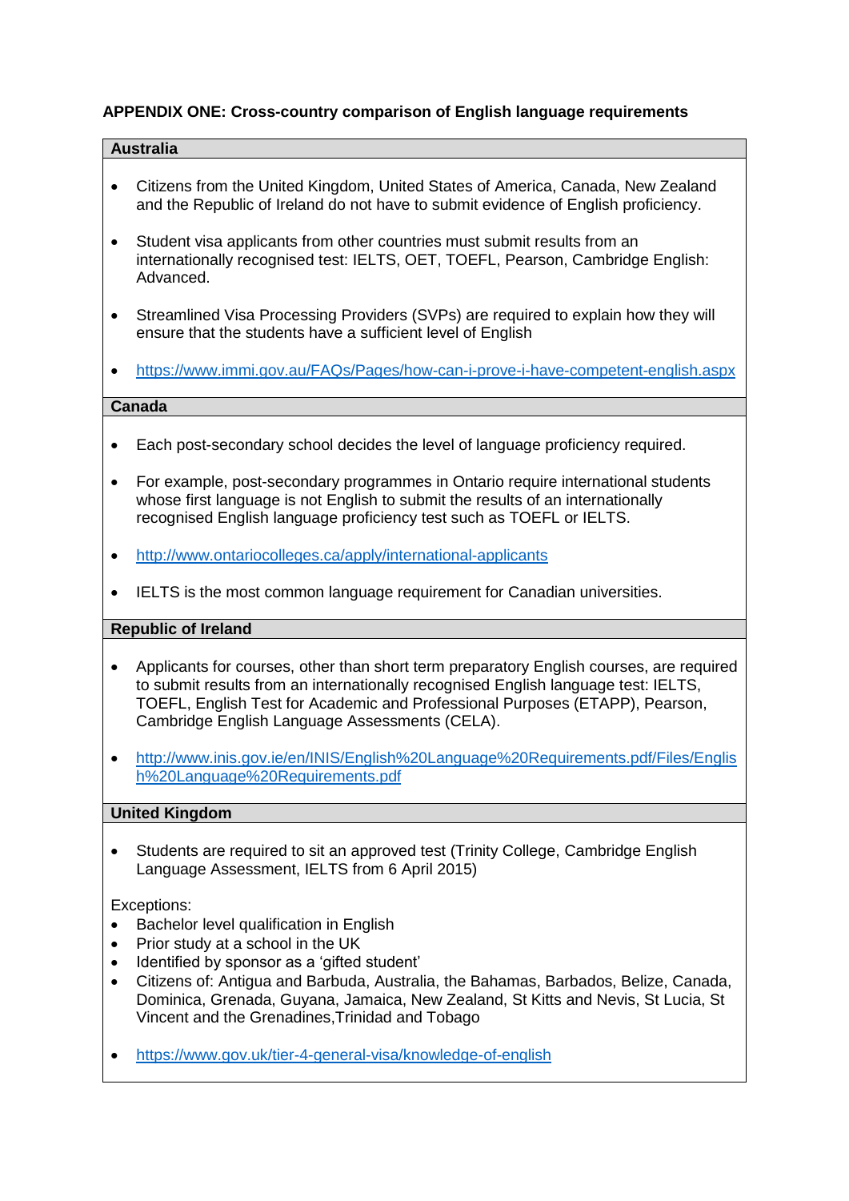**APPENDIX ONE: Cross-country comparison of English language requirements**

### Australia

- Citizens from the United Kingdom, United States of America, Canada, New Zealand and the Republic of Ireland do not have to submit evidence of English proficiency.
- Student visa applicants from other countries must submit results from an internationally recognised test: IELTS, OET, TOEFL, Pearson, Cambridge English: Advanced.
- Streamlined Visa Processing Providers (SVPs) are required to explain how they will ensure that the students have a sufficient level of English
- https://www.immi.gov.au/FAQs/Pages/how-can-i-prove-i-have-competent-english.aspx

### Canada

- Each post-secondary school decides the level of language proficiency required.
- For example, post-secondary programmes in Ontario require international students whose first language is not English to submit the results of an internationally recognised English language proficiency test such as TOEFL or IELTS.
- http://www.ontariocolleges.ca/apply/international-applicants
- IELTS is the most common language requirement for Canadian universities.

### Republic of Ireland

- Applicants for courses, other than short term preparatory English courses, are required to submit results from an internationally recognised English language test: IELTS, TOEFL, English Test for Academic and Professional Purposes (ETAPP), Pearson, Cambridge English Language Assessments (CELA).
- http://www.inis.gov.ie/en/INIS/English%20Language%20Requirements.pdf/Files/English%20Language%20Requirements.pdf

### United Kingdom

- Students are required to sit an approved test (Trinity College, Cambridge English Language Assessment, IELTS from 6 April 2015)

Exceptions:

- Bachelor level qualification in English
- Prior study at a school in the UK
- Identified by sponsor as a 'gifted student'
- Citizens of: Antigua and Barbuda, Australia, the Bahamas, Barbados, Belize, Canada, Dominica, Grenada, Guyana, Jamaica, New Zealand, St Kitts and Nevis, St Lucia, St Vincent and the Grenadines,Trinidad and Tobago

- https://www.gov.uk/tier-4-general-visa/knowledge-of-english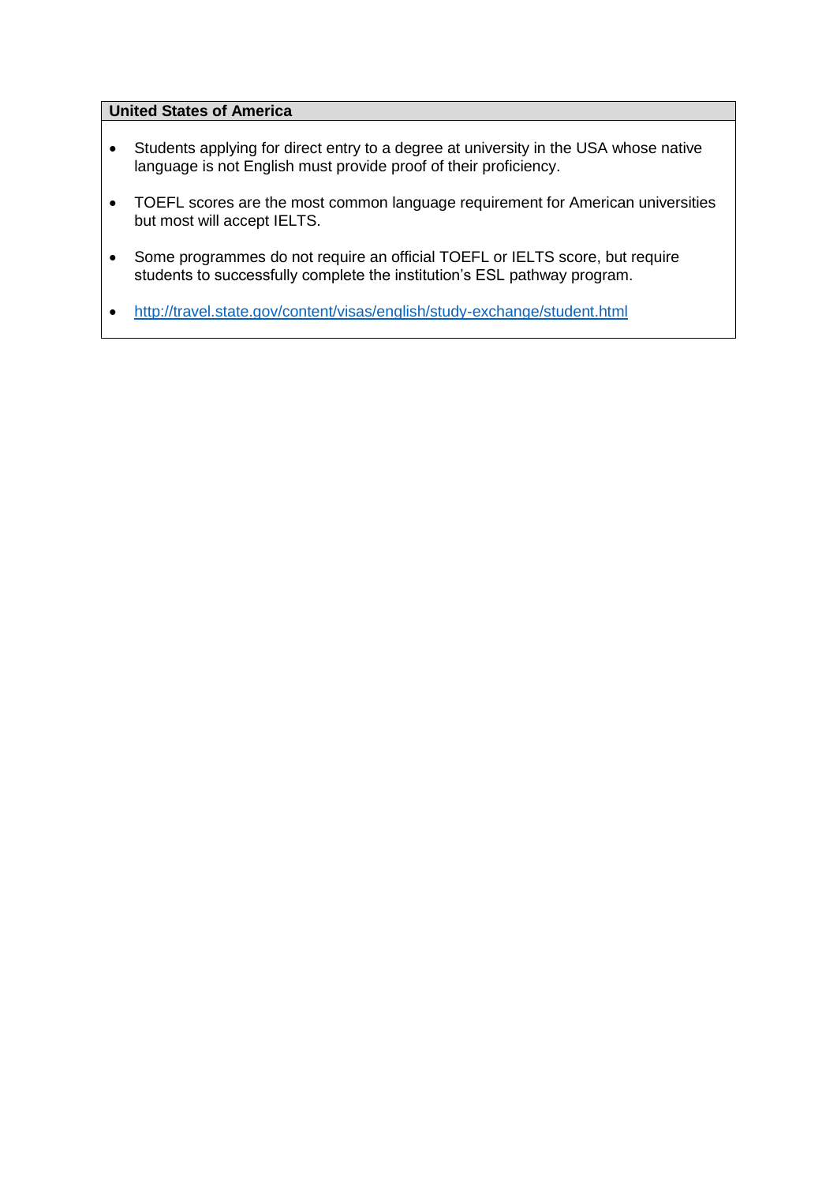| United States of America |
| --- |
| • Students applying for direct entry to a degree at university in the USA whose native language is not English must provide proof of their proficiency.<br><br>• TOEFL scores are the most common language requirement for American universities but most will accept IELTS.<br><br>• Some programmes do not require an official TOEFL or IELTS score, but require students to successfully complete the institution's ESL pathway program.<br><br>• http://travel.state.gov/content/visas/english/study-exchange/student.html |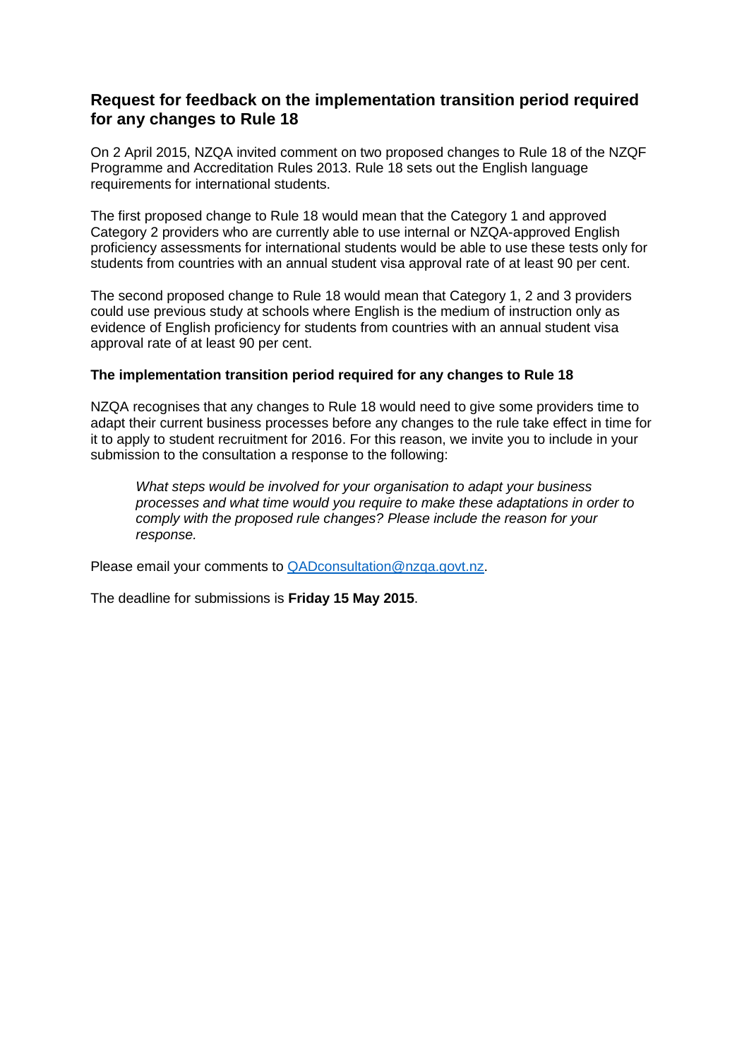## Request for feedback on the implementation transition period required for any changes to Rule 18

On 2 April 2015, NZQA invited comment on two proposed changes to Rule 18 of the NZQF Programme and Accreditation Rules 2013. Rule 18 sets out the English language requirements for international students.

The first proposed change to Rule 18 would mean that the Category 1 and approved Category 2 providers who are currently able to use internal or NZQA-approved English proficiency assessments for international students would be able to use these tests only for students from countries with an annual student visa approval rate of at least 90 per cent.

The second proposed change to Rule 18 would mean that Category 1, 2 and 3 providers could use previous study at schools where English is the medium of instruction only as evidence of English proficiency for students from countries with an annual student visa approval rate of at least 90 per cent.

**The implementation transition period required for any changes to Rule 18**

NZQA recognises that any changes to Rule 18 would need to give some providers time to adapt their current business processes before any changes to the rule take effect in time for it to apply to student recruitment for 2016. For this reason, we invite you to include in your submission to the consultation a response to the following:

> *What steps would be involved for your organisation to adapt your business processes and what time would you require to make these adaptations in order to comply with the proposed rule changes? Please include the reason for your response.*

Please email your comments to [QADconsultation@nzqa.govt.nz](mailto:QADconsultation@nzqa.govt.nz).

The deadline for submissions is **Friday 15 May 2015**.